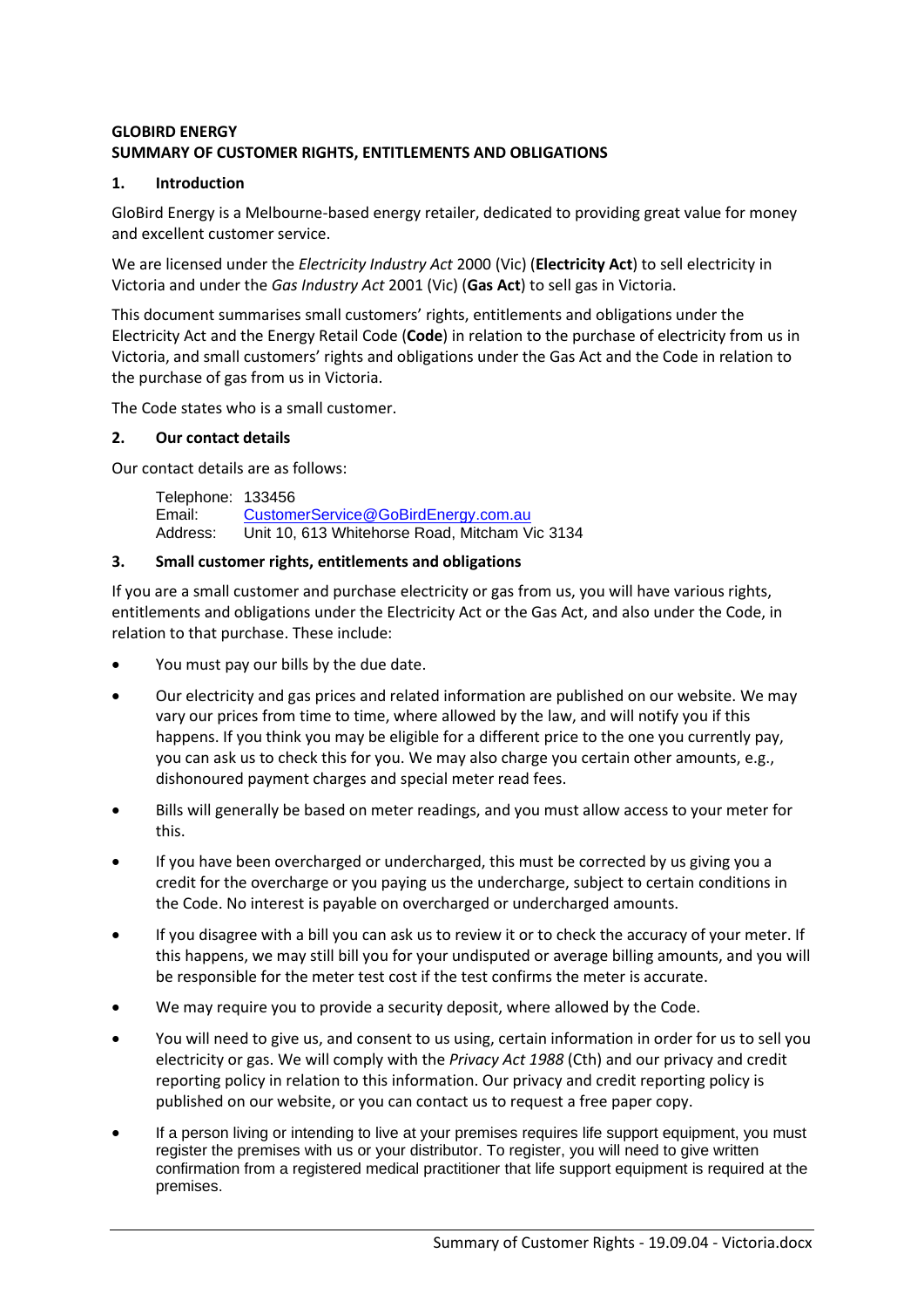**GLOBIRD ENERGY**
**SUMMARY OF CUSTOMER RIGHTS, ENTITLEMENTS AND OBLIGATIONS**

## 1. Introduction

GloBird Energy is a Melbourne-based energy retailer, dedicated to providing great value for money and excellent customer service.

We are licensed under the *Electricity Industry Act* 2000 (Vic) (**Electricity Act**) to sell electricity in Victoria and under the *Gas Industry Act* 2001 (Vic) (**Gas Act**) to sell gas in Victoria.

This document summarises small customers' rights, entitlements and obligations under the Electricity Act and the Energy Retail Code (**Code**) in relation to the purchase of electricity from us in Victoria, and small customers' rights and obligations under the Gas Act and the Code in relation to the purchase of gas from us in Victoria.

The Code states who is a small customer.

## 2. Our contact details

Our contact details are as follows:

Telephone: 133456
Email: CustomerService@GoBirdEnergy.com.au
Address: Unit 10, 613 Whitehorse Road, Mitcham Vic 3134

## 3. Small customer rights, entitlements and obligations

If you are a small customer and purchase electricity or gas from us, you will have various rights, entitlements and obligations under the Electricity Act or the Gas Act, and also under the Code, in relation to that purchase. These include:

- You must pay our bills by the due date.
- Our electricity and gas prices and related information are published on our website. We may vary our prices from time to time, where allowed by the law, and will notify you if this happens. If you think you may be eligible for a different price to the one you currently pay, you can ask us to check this for you. We may also charge you certain other amounts, e.g., dishonoured payment charges and special meter read fees.
- Bills will generally be based on meter readings, and you must allow access to your meter for this.
- If you have been overcharged or undercharged, this must be corrected by us giving you a credit for the overcharge or you paying us the undercharge, subject to certain conditions in the Code. No interest is payable on overcharged or undercharged amounts.
- If you disagree with a bill you can ask us to review it or to check the accuracy of your meter. If this happens, we may still bill you for your undisputed or average billing amounts, and you will be responsible for the meter test cost if the test confirms the meter is accurate.
- We may require you to provide a security deposit, where allowed by the Code.
- You will need to give us, and consent to us using, certain information in order for us to sell you electricity or gas. We will comply with the *Privacy Act 1988* (Cth) and our privacy and credit reporting policy in relation to this information. Our privacy and credit reporting policy is published on our website, or you can contact us to request a free paper copy.
- If a person living or intending to live at your premises requires life support equipment, you must register the premises with us or your distributor. To register, you will need to give written confirmation from a registered medical practitioner that life support equipment is required at the premises.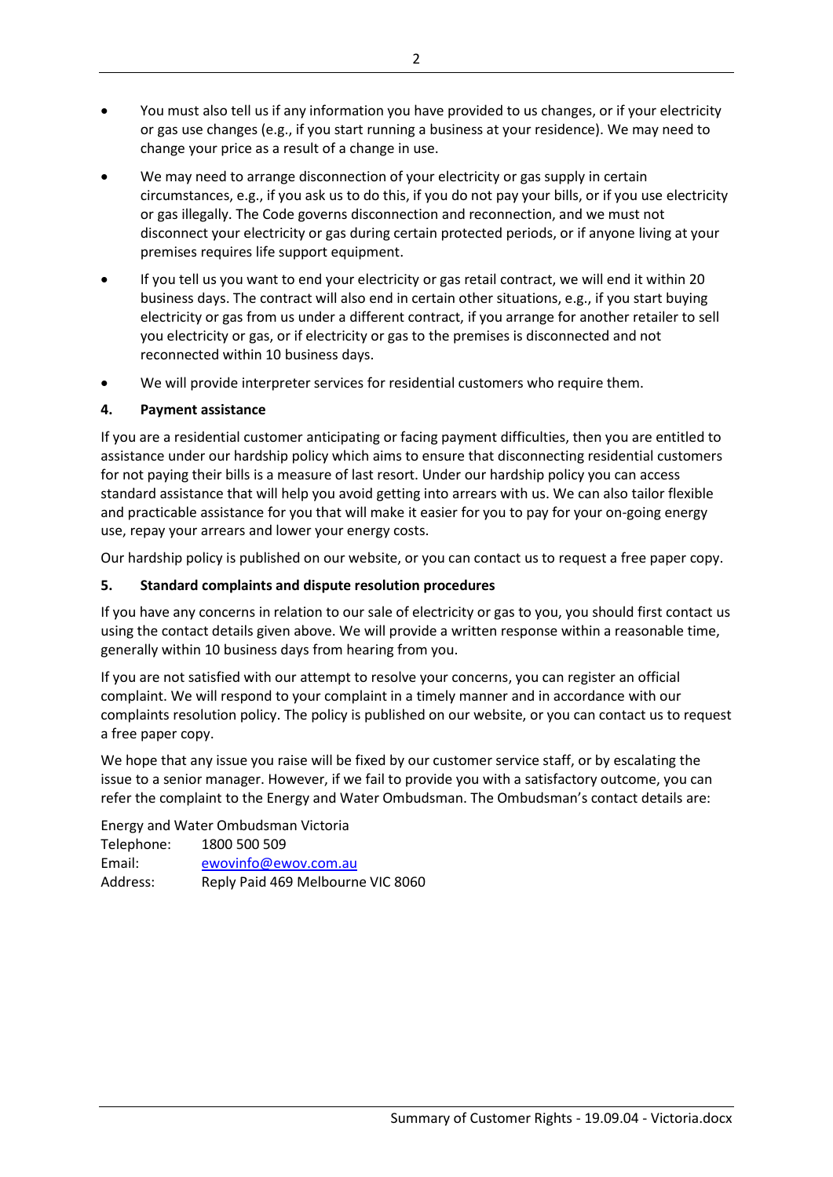- You must also tell us if any information you have provided to us changes, or if your electricity or gas use changes (e.g., if you start running a business at your residence). We may need to change your price as a result of a change in use.
- We may need to arrange disconnection of your electricity or gas supply in certain circumstances, e.g., if you ask us to do this, if you do not pay your bills, or if you use electricity or gas illegally. The Code governs disconnection and reconnection, and we must not disconnect your electricity or gas during certain protected periods, or if anyone living at your premises requires life support equipment.
- If you tell us you want to end your electricity or gas retail contract, we will end it within 20 business days. The contract will also end in certain other situations, e.g., if you start buying electricity or gas from us under a different contract, if you arrange for another retailer to sell you electricity or gas, or if electricity or gas to the premises is disconnected and not reconnected within 10 business days.
- We will provide interpreter services for residential customers who require them.

## 4. Payment assistance

If you are a residential customer anticipating or facing payment difficulties, then you are entitled to assistance under our hardship policy which aims to ensure that disconnecting residential customers for not paying their bills is a measure of last resort. Under our hardship policy you can access standard assistance that will help you avoid getting into arrears with us. We can also tailor flexible and practicable assistance for you that will make it easier for you to pay for your on-going energy use, repay your arrears and lower your energy costs.

Our hardship policy is published on our website, or you can contact us to request a free paper copy.

## 5. Standard complaints and dispute resolution procedures

If you have any concerns in relation to our sale of electricity or gas to you, you should first contact us using the contact details given above. We will provide a written response within a reasonable time, generally within 10 business days from hearing from you.

If you are not satisfied with our attempt to resolve your concerns, you can register an official complaint. We will respond to your complaint in a timely manner and in accordance with our complaints resolution policy. The policy is published on our website, or you can contact us to request a free paper copy.

We hope that any issue you raise will be fixed by our customer service staff, or by escalating the issue to a senior manager. However, if we fail to provide you with a satisfactory outcome, you can refer the complaint to the Energy and Water Ombudsman. The Ombudsman's contact details are:

Energy and Water Ombudsman Victoria

| | |
|---|---|
| Telephone: | 1800 500 509 |
| Email: | ewovinfo@ewov.com.au |
| Address: | Reply Paid 469 Melbourne VIC 8060 |